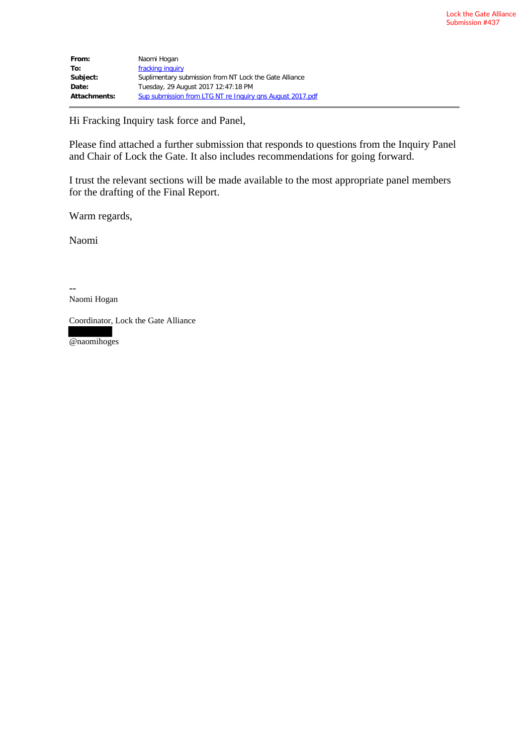Lock the Gate Alliance
Submission #437

| | |
|---|---|
| **From:** | Naomi Hogan |
| **To:** | fracking inquiry |
| **Subject:** | Suplimentary submission from NT Lock the Gate Alliance |
| **Date:** | Tuesday, 29 August 2017 12:47:18 PM |
| **Attachments:** | Sup submission from LTG NT re Inquiry qns August 2017.pdf |

---

Hi Fracking Inquiry task force and Panel,

Please find attached a further submission that responds to questions from the Inquiry Panel and Chair of Lock the Gate. It also includes recommendations for going forward.

I trust the relevant sections will be made available to the most appropriate panel members for the drafting of the Final Report.

Warm regards,

Naomi

--
Naomi Hogan

Coordinator, Lock the Gate Alliance

@naomihoges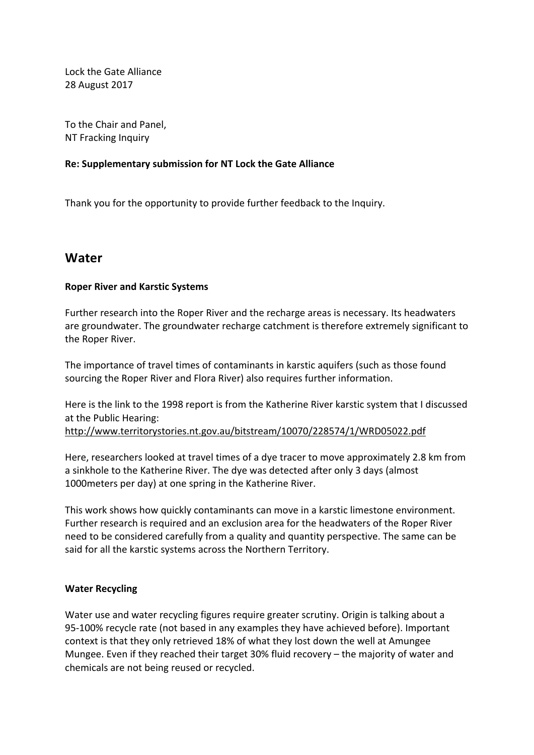Lock the Gate Alliance
28 August 2017

To the Chair and Panel,
NT Fracking Inquiry

**Re: Supplementary submission for NT Lock the Gate Alliance**

Thank you for the opportunity to provide further feedback to the Inquiry.

## Water

### Roper River and Karstic Systems

Further research into the Roper River and the recharge areas is necessary. Its headwaters are groundwater. The groundwater recharge catchment is therefore extremely significant to the Roper River.

The importance of travel times of contaminants in karstic aquifers (such as those found sourcing the Roper River and Flora River) also requires further information.

Here is the link to the 1998 report is from the Katherine River karstic system that I discussed at the Public Hearing:
http://www.territorystories.nt.gov.au/bitstream/10070/228574/1/WRD05022.pdf

Here, researchers looked at travel times of a dye tracer to move approximately 2.8 km from a sinkhole to the Katherine River. The dye was detected after only 3 days (almost 1000meters per day) at one spring in the Katherine River.

This work shows how quickly contaminants can move in a karstic limestone environment. Further research is required and an exclusion area for the headwaters of the Roper River need to be considered carefully from a quality and quantity perspective. The same can be said for all the karstic systems across the Northern Territory.

### Water Recycling

Water use and water recycling figures require greater scrutiny. Origin is talking about a 95-100% recycle rate (not based in any examples they have achieved before). Important context is that they only retrieved 18% of what they lost down the well at Amungee Mungee. Even if they reached their target 30% fluid recovery – the majority of water and chemicals are not being reused or recycled.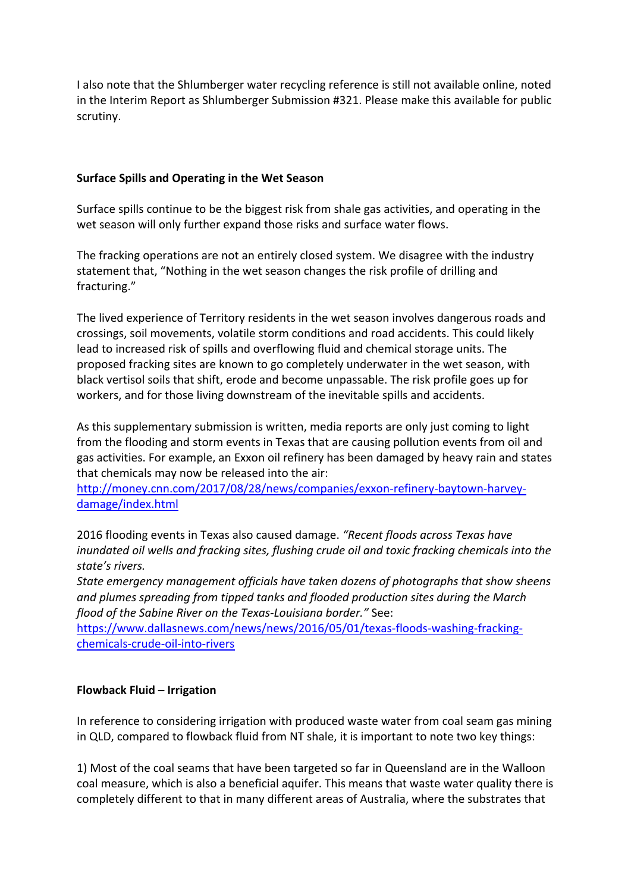I also note that the Shlumberger water recycling reference is still not available online, noted in the Interim Report as Shlumberger Submission #321. Please make this available for public scrutiny.

**Surface Spills and Operating in the Wet Season**

Surface spills continue to be the biggest risk from shale gas activities, and operating in the wet season will only further expand those risks and surface water flows.

The fracking operations are not an entirely closed system. We disagree with the industry statement that, "Nothing in the wet season changes the risk profile of drilling and fracturing."

The lived experience of Territory residents in the wet season involves dangerous roads and crossings, soil movements, volatile storm conditions and road accidents. This could likely lead to increased risk of spills and overflowing fluid and chemical storage units. The proposed fracking sites are known to go completely underwater in the wet season, with black vertisol soils that shift, erode and become unpassable. The risk profile goes up for workers, and for those living downstream of the inevitable spills and accidents.

As this supplementary submission is written, media reports are only just coming to light from the flooding and storm events in Texas that are causing pollution events from oil and gas activities. For example, an Exxon oil refinery has been damaged by heavy rain and states that chemicals may now be released into the air: [http://money.cnn.com/2017/08/28/news/companies/exxon-refinery-baytown-harvey-damage/index.html](http://money.cnn.com/2017/08/28/news/companies/exxon-refinery-baytown-harvey-damage/index.html)

2016 flooding events in Texas also caused damage. *"Recent floods across Texas have inundated oil wells and fracking sites, flushing crude oil and toxic fracking chemicals into the state's rivers.*
*State emergency management officials have taken dozens of photographs that show sheens and plumes spreading from tipped tanks and flooded production sites during the March flood of the Sabine River on the Texas-Louisiana border."* See: [https://www.dallasnews.com/news/news/2016/05/01/texas-floods-washing-fracking-chemicals-crude-oil-into-rivers](https://www.dallasnews.com/news/news/2016/05/01/texas-floods-washing-fracking-chemicals-crude-oil-into-rivers)

**Flowback Fluid – Irrigation**

In reference to considering irrigation with produced waste water from coal seam gas mining in QLD, compared to flowback fluid from NT shale, it is important to note two key things:

1) Most of the coal seams that have been targeted so far in Queensland are in the Walloon coal measure, which is also a beneficial aquifer. This means that waste water quality there is completely different to that in many different areas of Australia, where the substrates that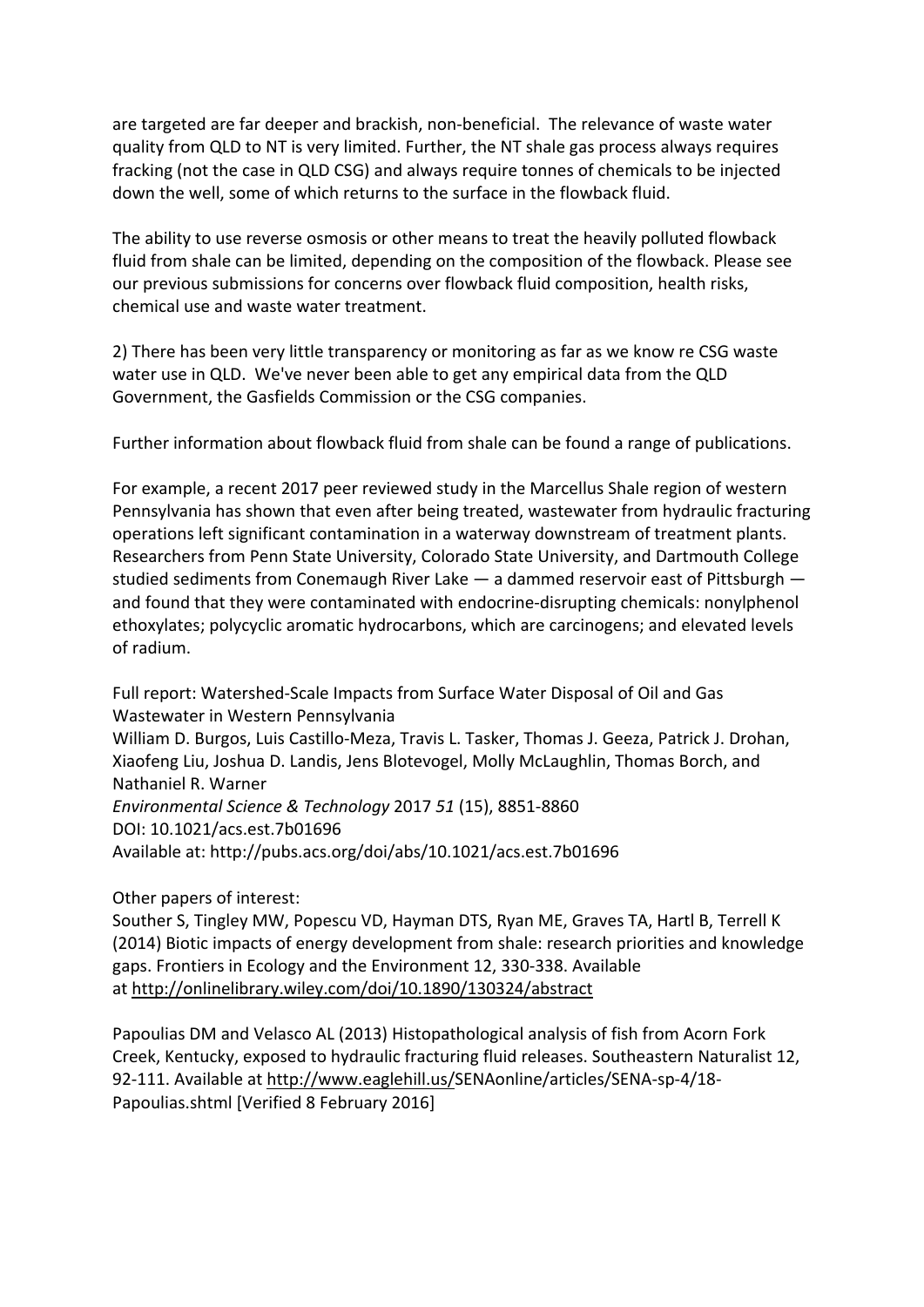are targeted are far deeper and brackish, non-beneficial. The relevance of waste water quality from QLD to NT is very limited. Further, the NT shale gas process always requires fracking (not the case in QLD CSG) and always require tonnes of chemicals to be injected down the well, some of which returns to the surface in the flowback fluid.

The ability to use reverse osmosis or other means to treat the heavily polluted flowback fluid from shale can be limited, depending on the composition of the flowback. Please see our previous submissions for concerns over flowback fluid composition, health risks, chemical use and waste water treatment.

2) There has been very little transparency or monitoring as far as we know re CSG waste water use in QLD. We've never been able to get any empirical data from the QLD Government, the Gasfields Commission or the CSG companies.

Further information about flowback fluid from shale can be found a range of publications.

For example, a recent 2017 peer reviewed study in the Marcellus Shale region of western Pennsylvania has shown that even after being treated, wastewater from hydraulic fracturing operations left significant contamination in a waterway downstream of treatment plants. Researchers from Penn State University, Colorado State University, and Dartmouth College studied sediments from Conemaugh River Lake — a dammed reservoir east of Pittsburgh — and found that they were contaminated with endocrine-disrupting chemicals: nonylphenol ethoxylates; polycyclic aromatic hydrocarbons, which are carcinogens; and elevated levels of radium.

Full report: Watershed-Scale Impacts from Surface Water Disposal of Oil and Gas Wastewater in Western Pennsylvania
William D. Burgos, Luis Castillo-Meza, Travis L. Tasker, Thomas J. Geeza, Patrick J. Drohan, Xiaofeng Liu, Joshua D. Landis, Jens Blotevogel, Molly McLaughlin, Thomas Borch, and Nathaniel R. Warner
*Environmental Science & Technology* 2017 *51* (15), 8851-8860
DOI: 10.1021/acs.est.7b01696
Available at: http://pubs.acs.org/doi/abs/10.1021/acs.est.7b01696

Other papers of interest:
Souther S, Tingley MW, Popescu VD, Hayman DTS, Ryan ME, Graves TA, Hartl B, Terrell K (2014) Biotic impacts of energy development from shale: research priorities and knowledge gaps. Frontiers in Ecology and the Environment 12, 330-338. Available at http://onlinelibrary.wiley.com/doi/10.1890/130324/abstract

Papoulias DM and Velasco AL (2013) Histopathological analysis of fish from Acorn Fork Creek, Kentucky, exposed to hydraulic fracturing fluid releases. Southeastern Naturalist 12, 92-111. Available at http://www.eaglehill.us/SENAonline/articles/SENA-sp-4/18-Papoulias.shtml [Verified 8 February 2016]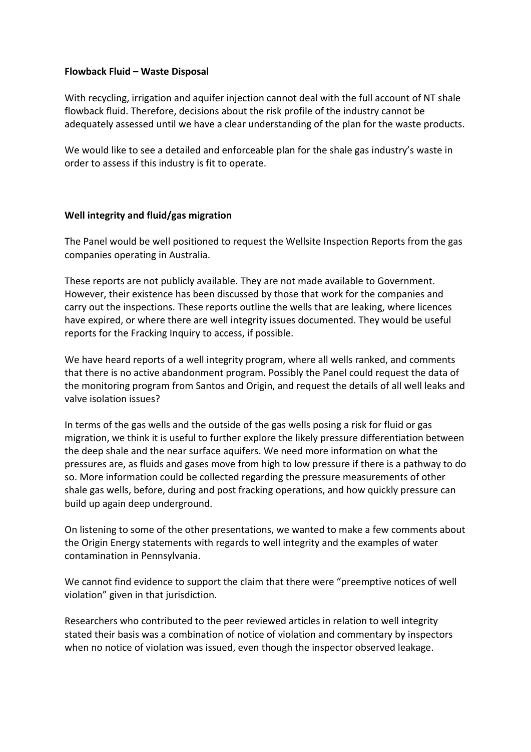**Flowback Fluid – Waste Disposal**

With recycling, irrigation and aquifer injection cannot deal with the full account of NT shale flowback fluid. Therefore, decisions about the risk profile of the industry cannot be adequately assessed until we have a clear understanding of the plan for the waste products.

We would like to see a detailed and enforceable plan for the shale gas industry's waste in order to assess if this industry is fit to operate.

**Well integrity and fluid/gas migration**

The Panel would be well positioned to request the Wellsite Inspection Reports from the gas companies operating in Australia.

These reports are not publicly available. They are not made available to Government. However, their existence has been discussed by those that work for the companies and carry out the inspections. These reports outline the wells that are leaking, where licences have expired, or where there are well integrity issues documented. They would be useful reports for the Fracking Inquiry to access, if possible.

We have heard reports of a well integrity program, where all wells ranked, and comments that there is no active abandonment program. Possibly the Panel could request the data of the monitoring program from Santos and Origin, and request the details of all well leaks and valve isolation issues?

In terms of the gas wells and the outside of the gas wells posing a risk for fluid or gas migration, we think it is useful to further explore the likely pressure differentiation between the deep shale and the near surface aquifers. We need more information on what the pressures are, as fluids and gases move from high to low pressure if there is a pathway to do so. More information could be collected regarding the pressure measurements of other shale gas wells, before, during and post fracking operations, and how quickly pressure can build up again deep underground.

On listening to some of the other presentations, we wanted to make a few comments about the Origin Energy statements with regards to well integrity and the examples of water contamination in Pennsylvania.

We cannot find evidence to support the claim that there were "preemptive notices of well violation" given in that jurisdiction.

Researchers who contributed to the peer reviewed articles in relation to well integrity stated their basis was a combination of notice of violation and commentary by inspectors when no notice of violation was issued, even though the inspector observed leakage.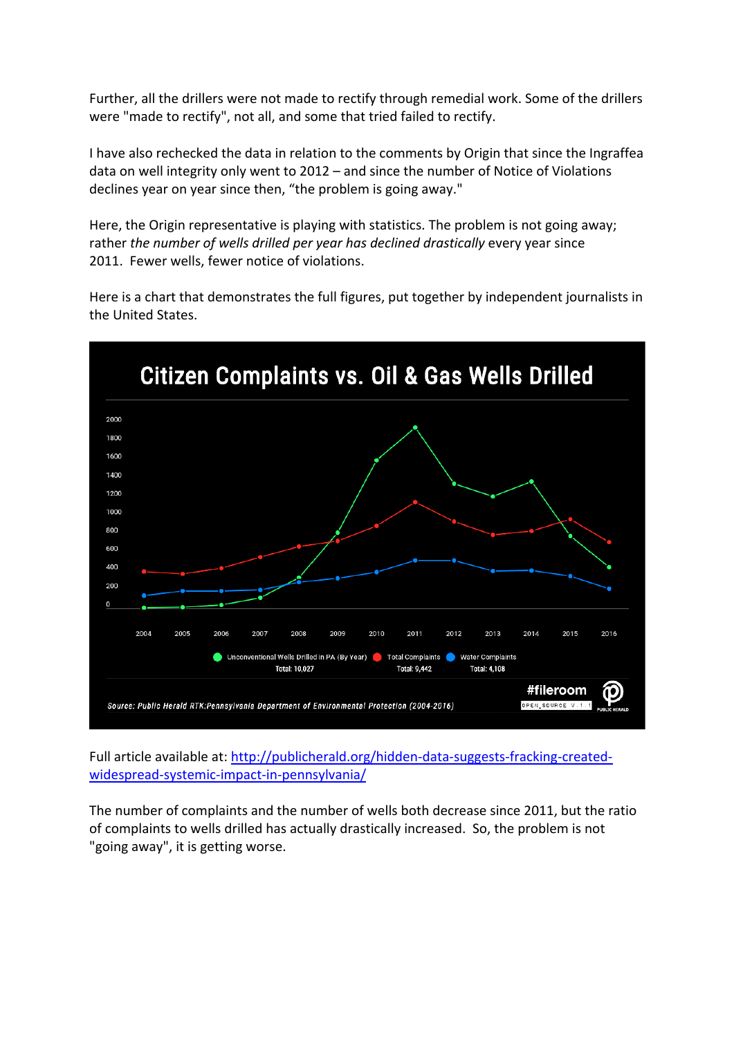Further, all the drillers were not made to rectify through remedial work. Some of the drillers were "made to rectify", not all, and some that tried failed to rectify.

I have also rechecked the data in relation to the comments by Origin that since the Ingraffea data on well integrity only went to 2012 – and since the number of Notice of Violations declines year on year since then, "the problem is going away."

Here, the Origin representative is playing with statistics. The problem is not going away; rather *the number of wells drilled per year has declined drastically* every year since 2011. Fewer wells, fewer notice of violations.

Here is a chart that demonstrates the full figures, put together by independent journalists in the United States.

**Citizen Complaints vs. Oil & Gas Wells Drilled**

Unconventional Wells Drilled in PA (By Year) — Total: 10,027; Total Complaints — Total: 9,442; Water Complaints — Total: 4,108

Source: Public Herald RTK:Pennsylvania Department of Environmental Protection (2004-2016)

#fileroom OPEN_SOURCE V.1.1 PUBLIC HERALD

Full article available at: [http://publicherald.org/hidden-data-suggests-fracking-created-widespread-systemic-impact-in-pennsylvania/](http://publicherald.org/hidden-data-suggests-fracking-created-widespread-systemic-impact-in-pennsylvania/)

The number of complaints and the number of wells both decrease since 2011, but the ratio of complaints to wells drilled has actually drastically increased. So, the problem is not "going away", it is getting worse.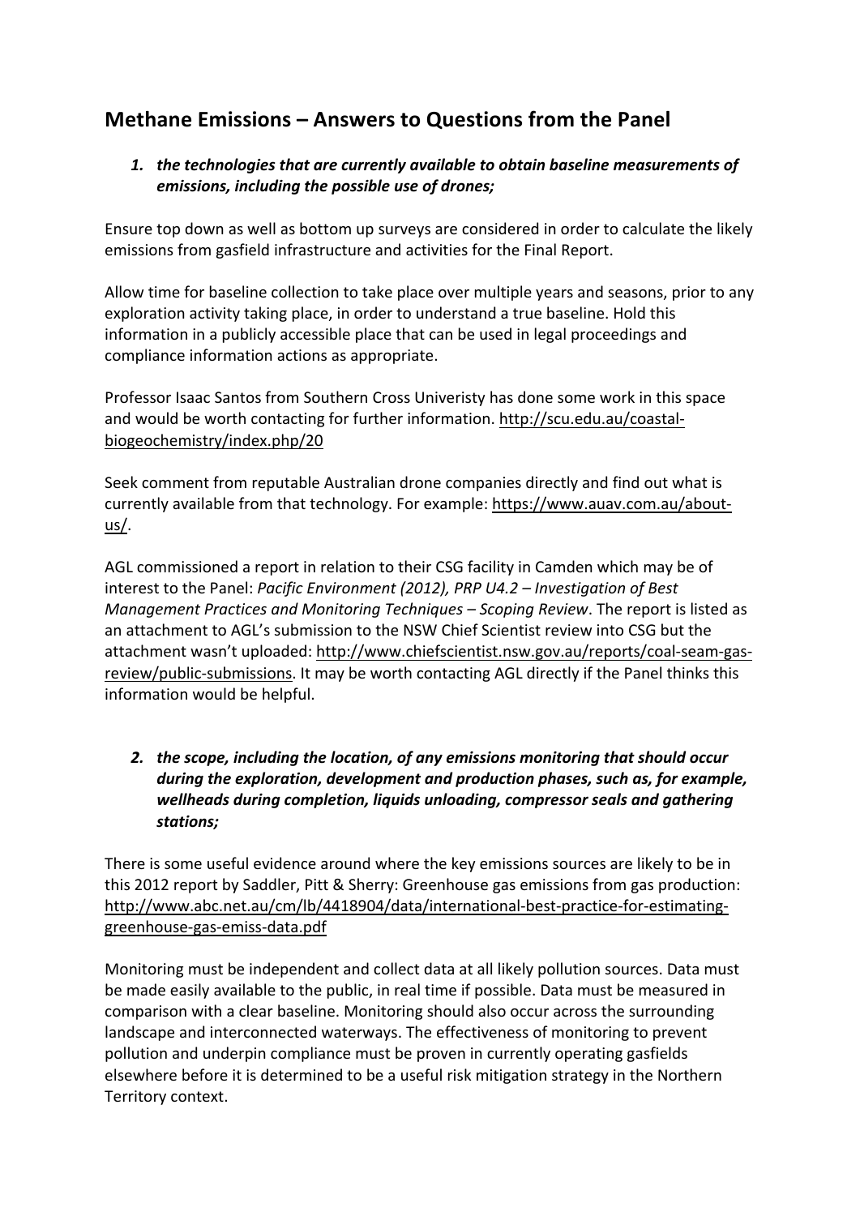## Methane Emissions – Answers to Questions from the Panel

1. ***the technologies that are currently available to obtain baseline measurements of emissions, including the possible use of drones;***

Ensure top down as well as bottom up surveys are considered in order to calculate the likely emissions from gasfield infrastructure and activities for the Final Report.

Allow time for baseline collection to take place over multiple years and seasons, prior to any exploration activity taking place, in order to understand a true baseline. Hold this information in a publicly accessible place that can be used in legal proceedings and compliance information actions as appropriate.

Professor Isaac Santos from Southern Cross Univeristy has done some work in this space and would be worth contacting for further information. http://scu.edu.au/coastal-biogeochemistry/index.php/20

Seek comment from reputable Australian drone companies directly and find out what is currently available from that technology. For example: https://www.auav.com.au/about-us/.

AGL commissioned a report in relation to their CSG facility in Camden which may be of interest to the Panel: *Pacific Environment (2012), PRP U4.2 – Investigation of Best Management Practices and Monitoring Techniques – Scoping Review*. The report is listed as an attachment to AGL's submission to the NSW Chief Scientist review into CSG but the attachment wasn't uploaded: http://www.chiefscientist.nsw.gov.au/reports/coal-seam-gas-review/public-submissions. It may be worth contacting AGL directly if the Panel thinks this information would be helpful.

2. ***the scope, including the location, of any emissions monitoring that should occur during the exploration, development and production phases, such as, for example, wellheads during completion, liquids unloading, compressor seals and gathering stations;***

There is some useful evidence around where the key emissions sources are likely to be in this 2012 report by Saddler, Pitt & Sherry: Greenhouse gas emissions from gas production: http://www.abc.net.au/cm/lb/4418904/data/international-best-practice-for-estimating-greenhouse-gas-emiss-data.pdf

Monitoring must be independent and collect data at all likely pollution sources. Data must be made easily available to the public, in real time if possible. Data must be measured in comparison with a clear baseline. Monitoring should also occur across the surrounding landscape and interconnected waterways. The effectiveness of monitoring to prevent pollution and underpin compliance must be proven in currently operating gasfields elsewhere before it is determined to be a useful risk mitigation strategy in the Northern Territory context.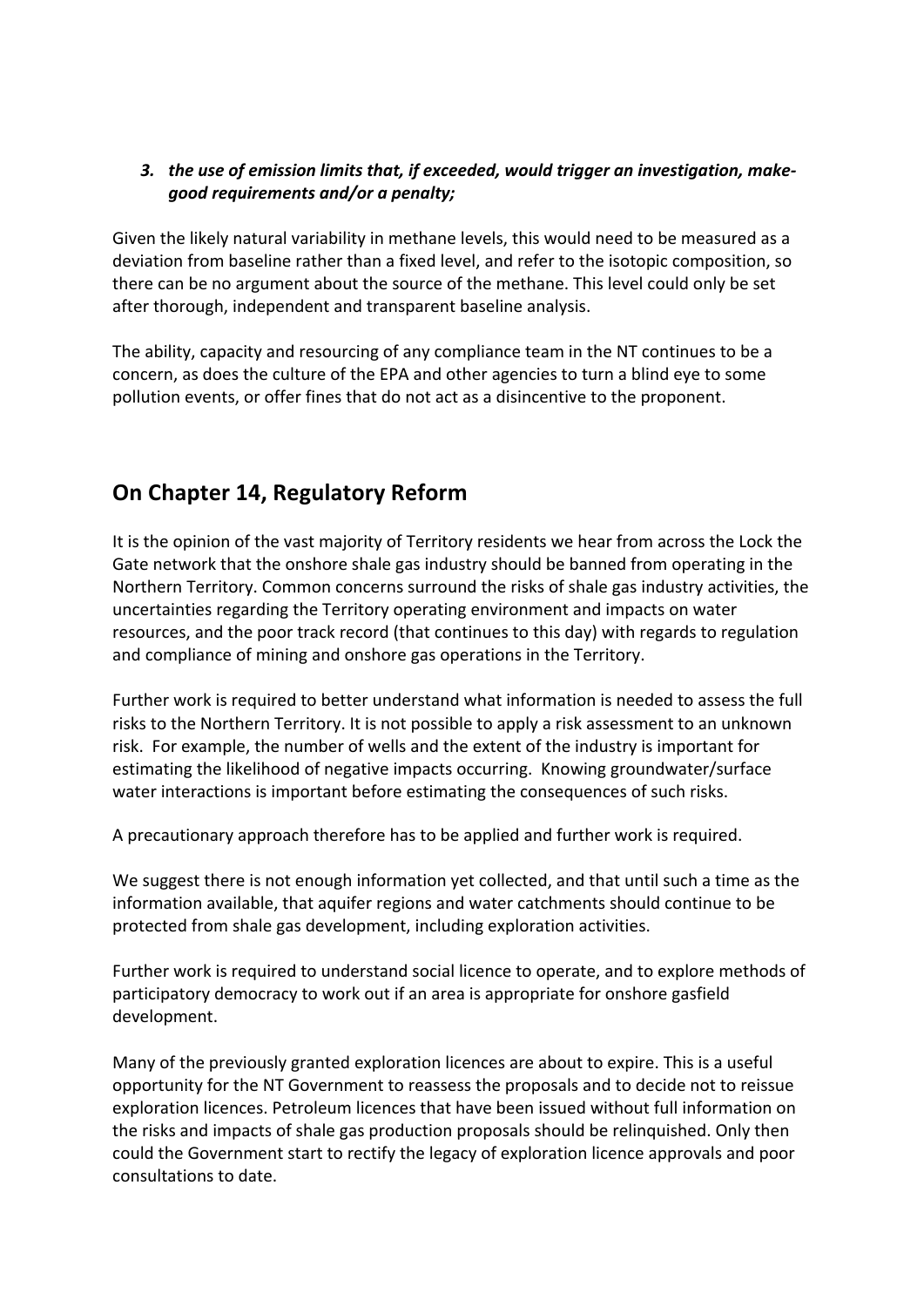3. ***the use of emission limits that, if exceeded, would trigger an investigation, make-good requirements and/or a penalty;***

Given the likely natural variability in methane levels, this would need to be measured as a deviation from baseline rather than a fixed level, and refer to the isotopic composition, so there can be no argument about the source of the methane. This level could only be set after thorough, independent and transparent baseline analysis.

The ability, capacity and resourcing of any compliance team in the NT continues to be a concern, as does the culture of the EPA and other agencies to turn a blind eye to some pollution events, or offer fines that do not act as a disincentive to the proponent.

## On Chapter 14, Regulatory Reform

It is the opinion of the vast majority of Territory residents we hear from across the Lock the Gate network that the onshore shale gas industry should be banned from operating in the Northern Territory. Common concerns surround the risks of shale gas industry activities, the uncertainties regarding the Territory operating environment and impacts on water resources, and the poor track record (that continues to this day) with regards to regulation and compliance of mining and onshore gas operations in the Territory.

Further work is required to better understand what information is needed to assess the full risks to the Northern Territory. It is not possible to apply a risk assessment to an unknown risk. For example, the number of wells and the extent of the industry is important for estimating the likelihood of negative impacts occurring. Knowing groundwater/surface water interactions is important before estimating the consequences of such risks.

A precautionary approach therefore has to be applied and further work is required.

We suggest there is not enough information yet collected, and that until such a time as the information available, that aquifer regions and water catchments should continue to be protected from shale gas development, including exploration activities.

Further work is required to understand social licence to operate, and to explore methods of participatory democracy to work out if an area is appropriate for onshore gasfield development.

Many of the previously granted exploration licences are about to expire. This is a useful opportunity for the NT Government to reassess the proposals and to decide not to reissue exploration licences. Petroleum licences that have been issued without full information on the risks and impacts of shale gas production proposals should be relinquished. Only then could the Government start to rectify the legacy of exploration licence approvals and poor consultations to date.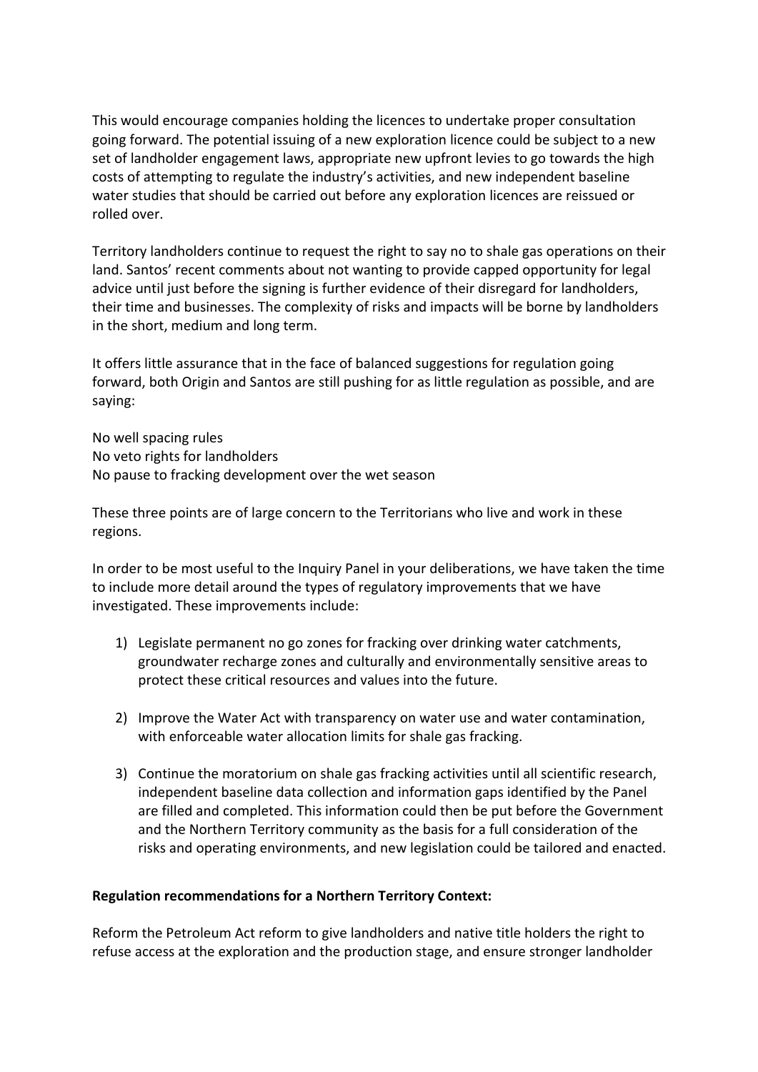This would encourage companies holding the licences to undertake proper consultation going forward. The potential issuing of a new exploration licence could be subject to a new set of landholder engagement laws, appropriate new upfront levies to go towards the high costs of attempting to regulate the industry's activities, and new independent baseline water studies that should be carried out before any exploration licences are reissued or rolled over.

Territory landholders continue to request the right to say no to shale gas operations on their land. Santos' recent comments about not wanting to provide capped opportunity for legal advice until just before the signing is further evidence of their disregard for landholders, their time and businesses. The complexity of risks and impacts will be borne by landholders in the short, medium and long term.

It offers little assurance that in the face of balanced suggestions for regulation going forward, both Origin and Santos are still pushing for as little regulation as possible, and are saying:

No well spacing rules
No veto rights for landholders
No pause to fracking development over the wet season

These three points are of large concern to the Territorians who live and work in these regions.

In order to be most useful to the Inquiry Panel in your deliberations, we have taken the time to include more detail around the types of regulatory improvements that we have investigated. These improvements include:

1) Legislate permanent no go zones for fracking over drinking water catchments, groundwater recharge zones and culturally and environmentally sensitive areas to protect these critical resources and values into the future.

2) Improve the Water Act with transparency on water use and water contamination, with enforceable water allocation limits for shale gas fracking.

3) Continue the moratorium on shale gas fracking activities until all scientific research, independent baseline data collection and information gaps identified by the Panel are filled and completed. This information could then be put before the Government and the Northern Territory community as the basis for a full consideration of the risks and operating environments, and new legislation could be tailored and enacted.

**Regulation recommendations for a Northern Territory Context:**

Reform the Petroleum Act reform to give landholders and native title holders the right to refuse access at the exploration and the production stage, and ensure stronger landholder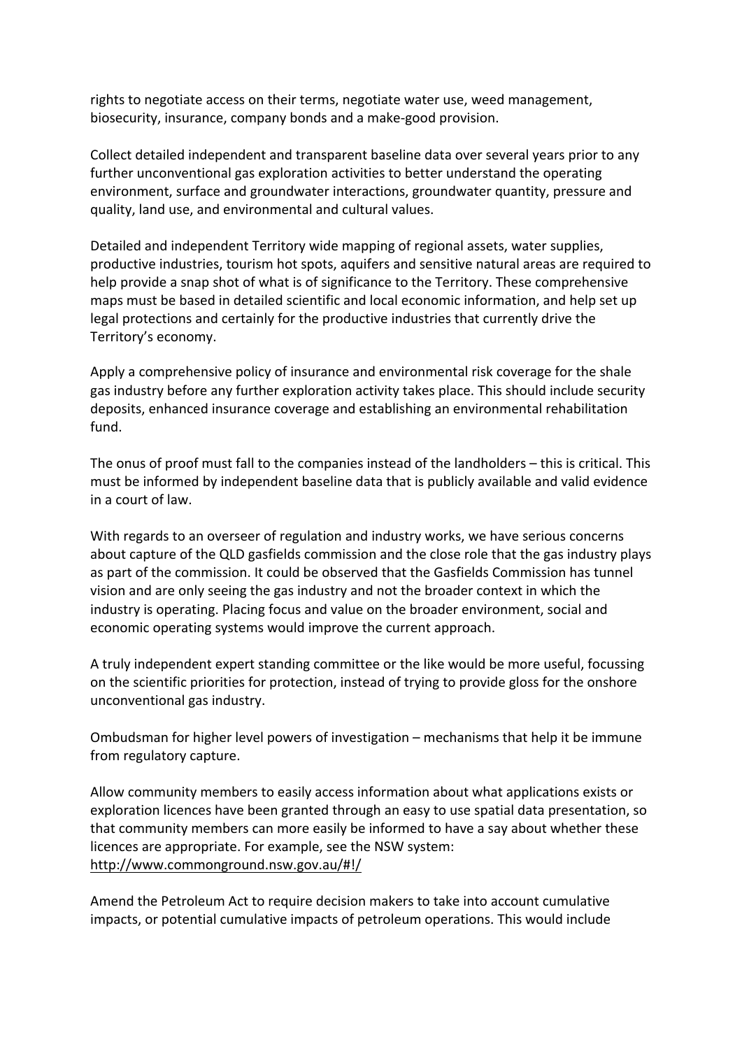rights to negotiate access on their terms, negotiate water use, weed management, biosecurity, insurance, company bonds and a make-good provision.

Collect detailed independent and transparent baseline data over several years prior to any further unconventional gas exploration activities to better understand the operating environment, surface and groundwater interactions, groundwater quantity, pressure and quality, land use, and environmental and cultural values.

Detailed and independent Territory wide mapping of regional assets, water supplies, productive industries, tourism hot spots, aquifers and sensitive natural areas are required to help provide a snap shot of what is of significance to the Territory. These comprehensive maps must be based in detailed scientific and local economic information, and help set up legal protections and certainly for the productive industries that currently drive the Territory's economy.

Apply a comprehensive policy of insurance and environmental risk coverage for the shale gas industry before any further exploration activity takes place. This should include security deposits, enhanced insurance coverage and establishing an environmental rehabilitation fund.

The onus of proof must fall to the companies instead of the landholders – this is critical. This must be informed by independent baseline data that is publicly available and valid evidence in a court of law.

With regards to an overseer of regulation and industry works, we have serious concerns about capture of the QLD gasfields commission and the close role that the gas industry plays as part of the commission. It could be observed that the Gasfields Commission has tunnel vision and are only seeing the gas industry and not the broader context in which the industry is operating. Placing focus and value on the broader environment, social and economic operating systems would improve the current approach.

A truly independent expert standing committee or the like would be more useful, focussing on the scientific priorities for protection, instead of trying to provide gloss for the onshore unconventional gas industry.

Ombudsman for higher level powers of investigation – mechanisms that help it be immune from regulatory capture.

Allow community members to easily access information about what applications exists or exploration licences have been granted through an easy to use spatial data presentation, so that community members can more easily be informed to have a say about whether these licences are appropriate. For example, see the NSW system: http://www.commonground.nsw.gov.au/#!/

Amend the Petroleum Act to require decision makers to take into account cumulative impacts, or potential cumulative impacts of petroleum operations. This would include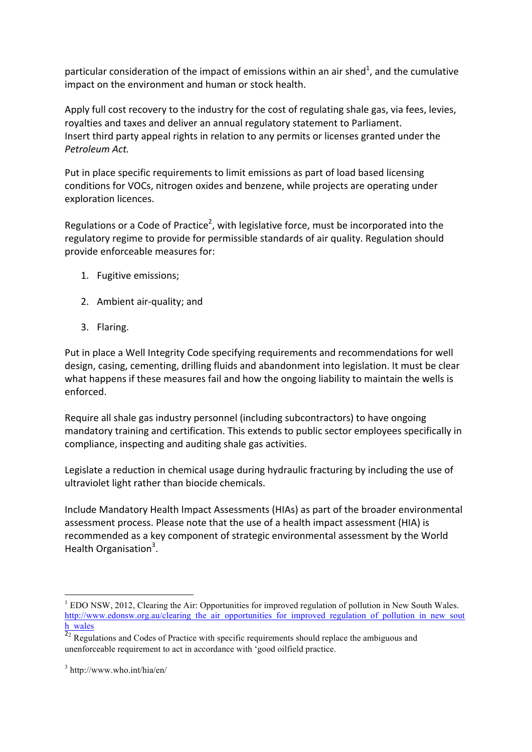particular consideration of the impact of emissions within an air shed[1], and the cumulative impact on the environment and human or stock health.

Apply full cost recovery to the industry for the cost of regulating shale gas, via fees, levies, royalties and taxes and deliver an annual regulatory statement to Parliament.
Insert third party appeal rights in relation to any permits or licenses granted under the *Petroleum Act.*

Put in place specific requirements to limit emissions as part of load based licensing conditions for VOCs, nitrogen oxides and benzene, while projects are operating under exploration licences.

Regulations or a Code of Practice[2], with legislative force, must be incorporated into the regulatory regime to provide for permissible standards of air quality. Regulation should provide enforceable measures for:

1. Fugitive emissions;
2. Ambient air-quality; and
3. Flaring.

Put in place a Well Integrity Code specifying requirements and recommendations for well design, casing, cementing, drilling fluids and abandonment into legislation. It must be clear what happens if these measures fail and how the ongoing liability to maintain the wells is enforced.

Require all shale gas industry personnel (including subcontractors) to have ongoing mandatory training and certification. This extends to public sector employees specifically in compliance, inspecting and auditing shale gas activities.

Legislate a reduction in chemical usage during hydraulic fracturing by including the use of ultraviolet light rather than biocide chemicals.

Include Mandatory Health Impact Assessments (HIAs) as part of the broader environmental assessment process. Please note that the use of a health impact assessment (HIA) is recommended as a key component of strategic environmental assessment by the World Health Organisation[3].

---

[1] EDO NSW, 2012, Clearing the Air: Opportunities for improved regulation of pollution in New South Wales. http://www.edonsw.org.au/clearing_the_air_opportunities_for_improved_regulation_of_pollution_in_new_south_wales

[2] Regulations and Codes of Practice with specific requirements should replace the ambiguous and unenforceable requirement to act in accordance with 'good oilfield practice.

[3] http://www.who.int/hia/en/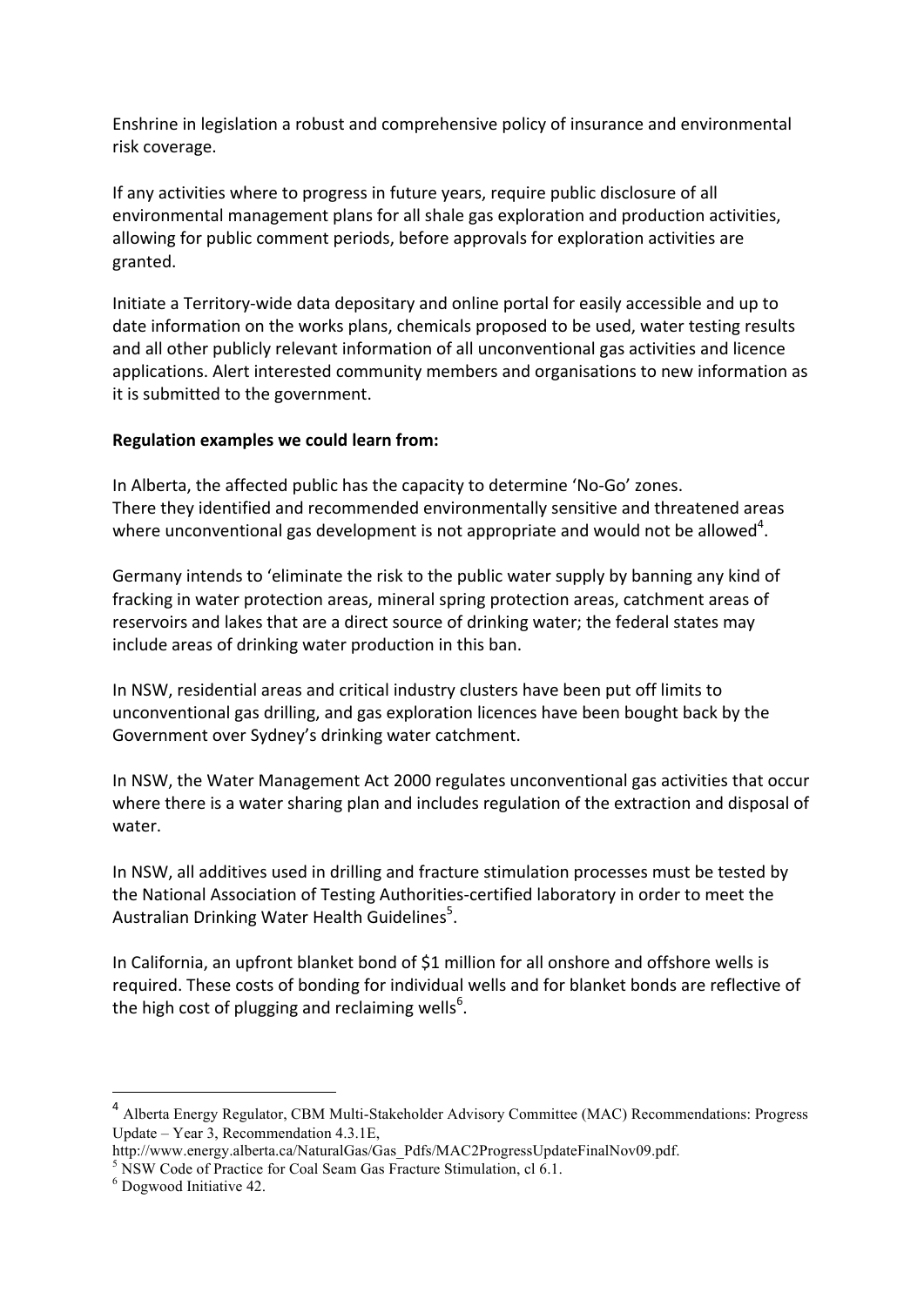Enshrine in legislation a robust and comprehensive policy of insurance and environmental risk coverage.

If any activities where to progress in future years, require public disclosure of all environmental management plans for all shale gas exploration and production activities, allowing for public comment periods, before approvals for exploration activities are granted.

Initiate a Territory-wide data depositary and online portal for easily accessible and up to date information on the works plans, chemicals proposed to be used, water testing results and all other publicly relevant information of all unconventional gas activities and licence applications. Alert interested community members and organisations to new information as it is submitted to the government.

**Regulation examples we could learn from:**

In Alberta, the affected public has the capacity to determine 'No-Go' zones.
There they identified and recommended environmentally sensitive and threatened areas where unconventional gas development is not appropriate and would not be allowed[4].

Germany intends to 'eliminate the risk to the public water supply by banning any kind of fracking in water protection areas, mineral spring protection areas, catchment areas of reservoirs and lakes that are a direct source of drinking water; the federal states may include areas of drinking water production in this ban.

In NSW, residential areas and critical industry clusters have been put off limits to unconventional gas drilling, and gas exploration licences have been bought back by the Government over Sydney's drinking water catchment.

In NSW, the Water Management Act 2000 regulates unconventional gas activities that occur where there is a water sharing plan and includes regulation of the extraction and disposal of water.

In NSW, all additives used in drilling and fracture stimulation processes must be tested by the National Association of Testing Authorities-certified laboratory in order to meet the Australian Drinking Water Health Guidelines[5].

In California, an upfront blanket bond of $1 million for all onshore and offshore wells is required. These costs of bonding for individual wells and for blanket bonds are reflective of the high cost of plugging and reclaiming wells[6].

---

[4] Alberta Energy Regulator, CBM Multi-Stakeholder Advisory Committee (MAC) Recommendations: Progress Update – Year 3, Recommendation 4.3.1E, http://www.energy.alberta.ca/NaturalGas/Gas_Pdfs/MAC2ProgressUpdateFinalNov09.pdf.

[5] NSW Code of Practice for Coal Seam Gas Fracture Stimulation, cl 6.1.

[6] Dogwood Initiative 42.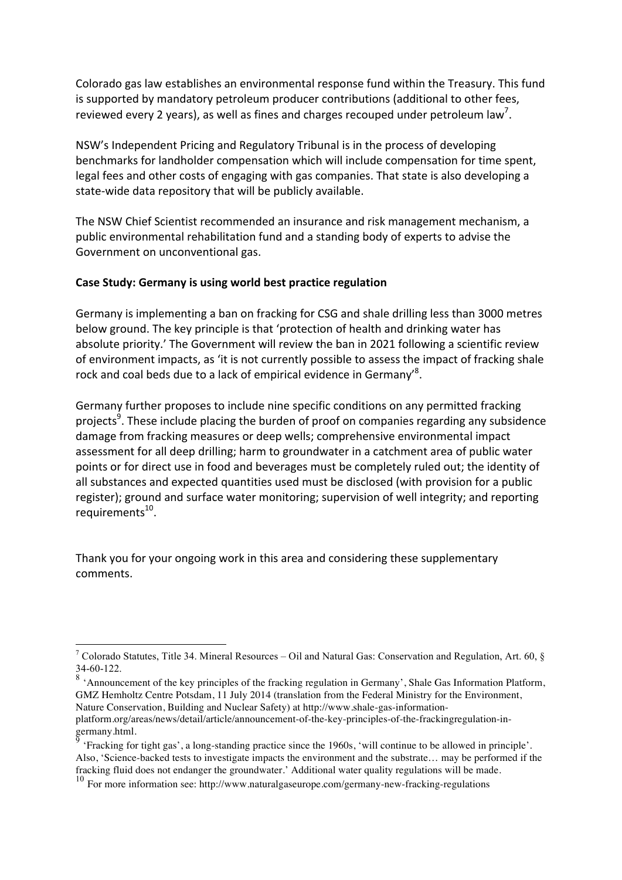Colorado gas law establishes an environmental response fund within the Treasury. This fund is supported by mandatory petroleum producer contributions (additional to other fees, reviewed every 2 years), as well as fines and charges recouped under petroleum law[7].

NSW's Independent Pricing and Regulatory Tribunal is in the process of developing benchmarks for landholder compensation which will include compensation for time spent, legal fees and other costs of engaging with gas companies. That state is also developing a state-wide data repository that will be publicly available.

The NSW Chief Scientist recommended an insurance and risk management mechanism, a public environmental rehabilitation fund and a standing body of experts to advise the Government on unconventional gas.

**Case Study: Germany is using world best practice regulation**

Germany is implementing a ban on fracking for CSG and shale drilling less than 3000 metres below ground. The key principle is that 'protection of health and drinking water has absolute priority.' The Government will review the ban in 2021 following a scientific review of environment impacts, as 'it is not currently possible to assess the impact of fracking shale rock and coal beds due to a lack of empirical evidence in Germany'[8].

Germany further proposes to include nine specific conditions on any permitted fracking projects[9]. These include placing the burden of proof on companies regarding any subsidence damage from fracking measures or deep wells; comprehensive environmental impact assessment for all deep drilling; harm to groundwater in a catchment area of public water points or for direct use in food and beverages must be completely ruled out; the identity of all substances and expected quantities used must be disclosed (with provision for a public register); ground and surface water monitoring; supervision of well integrity; and reporting requirements[10].

Thank you for your ongoing work in this area and considering these supplementary comments.

---

[7] Colorado Statutes, Title 34. Mineral Resources – Oil and Natural Gas: Conservation and Regulation, Art. 60, § 34-60-122.

[8] 'Announcement of the key principles of the fracking regulation in Germany', Shale Gas Information Platform, GMZ Hemholtz Centre Potsdam, 11 July 2014 (translation from the Federal Ministry for the Environment, Nature Conservation, Building and Nuclear Safety) at http://www.shale-gas-information-platform.org/areas/news/detail/article/announcement-of-the-key-principles-of-the-frackingregulation-in-germany.html.

[9] 'Fracking for tight gas', a long-standing practice since the 1960s, 'will continue to be allowed in principle'. Also, 'Science-backed tests to investigate impacts the environment and the substrate… may be performed if the fracking fluid does not endanger the groundwater.' Additional water quality regulations will be made.

[10] For more information see: http://www.naturalgaseurope.com/germany-new-fracking-regulations